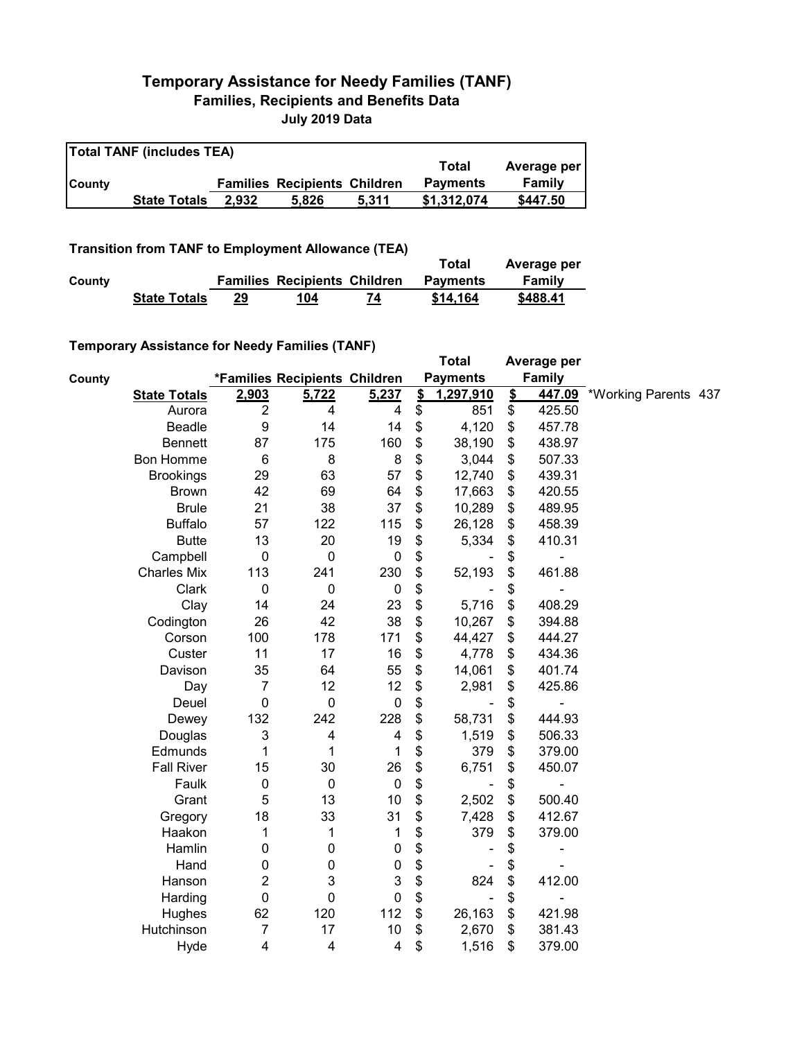# Temporary Assistance for Needy Families (TANF)

## Families, Recipients and Benefits Data

### July 2019 Data

| Total TANF (includes TEA) | | | | | | |
|---|---|---|---|---|---|---|
| County | | Families | Recipients | Children | Total Payments | Average per Family |
| | State Totals | 2,932 | 5,826 | 5,311 | $1,312,074 | $447.50 |

**Transition from TANF to Employment Allowance (TEA)**

| County | | Families | Recipients | Children | Total Payments | Average per Family |
|---|---|---|---|---|---|---|
| | State Totals | 29 | 104 | 74 | $14,164 | $488.41 |

**Temporary Assistance for Needy Families (TANF)**

| County | | *Families | Recipients | Children | Total Payments | Average per Family | |
|---|---|---|---|---|---|---|---|
| | State Totals | 2,903 | 5,722 | 5,237 | $ 1,297,910 | $ 447.09 | *Working Parents 437 |
| | Aurora | 2 | 4 | 4 | $ 851 | $ 425.50 | |
| | Beadle | 9 | 14 | 14 | $ 4,120 | $ 457.78 | |
| | Bennett | 87 | 175 | 160 | $ 38,190 | $ 438.97 | |
| | Bon Homme | 6 | 8 | 8 | $ 3,044 | $ 507.33 | |
| | Brookings | 29 | 63 | 57 | $ 12,740 | $ 439.31 | |
| | Brown | 42 | 69 | 64 | $ 17,663 | $ 420.55 | |
| | Brule | 21 | 38 | 37 | $ 10,289 | $ 489.95 | |
| | Buffalo | 57 | 122 | 115 | $ 26,128 | $ 458.39 | |
| | Butte | 13 | 20 | 19 | $ 5,334 | $ 410.31 | |
| | Campbell | 0 | 0 | 0 | $ - | $ - | |
| | Charles Mix | 113 | 241 | 230 | $ 52,193 | $ 461.88 | |
| | Clark | 0 | 0 | 0 | $ - | $ - | |
| | Clay | 14 | 24 | 23 | $ 5,716 | $ 408.29 | |
| | Codington | 26 | 42 | 38 | $ 10,267 | $ 394.88 | |
| | Corson | 100 | 178 | 171 | $ 44,427 | $ 444.27 | |
| | Custer | 11 | 17 | 16 | $ 4,778 | $ 434.36 | |
| | Davison | 35 | 64 | 55 | $ 14,061 | $ 401.74 | |
| | Day | 7 | 12 | 12 | $ 2,981 | $ 425.86 | |
| | Deuel | 0 | 0 | 0 | $ - | $ - | |
| | Dewey | 132 | 242 | 228 | $ 58,731 | $ 444.93 | |
| | Douglas | 3 | 4 | 4 | $ 1,519 | $ 506.33 | |
| | Edmunds | 1 | 1 | 1 | $ 379 | $ 379.00 | |
| | Fall River | 15 | 30 | 26 | $ 6,751 | $ 450.07 | |
| | Faulk | 0 | 0 | 0 | $ - | $ - | |
| | Grant | 5 | 13 | 10 | $ 2,502 | $ 500.40 | |
| | Gregory | 18 | 33 | 31 | $ 7,428 | $ 412.67 | |
| | Haakon | 1 | 1 | 1 | $ 379 | $ 379.00 | |
| | Hamlin | 0 | 0 | 0 | $ - | $ - | |
| | Hand | 0 | 0 | 0 | $ - | $ - | |
| | Hanson | 2 | 3 | 3 | $ 824 | $ 412.00 | |
| | Harding | 0 | 0 | 0 | $ - | $ - | |
| | Hughes | 62 | 120 | 112 | $ 26,163 | $ 421.98 | |
| | Hutchinson | 7 | 17 | 10 | $ 2,670 | $ 381.43 | |
| | Hyde | 4 | 4 | 4 | $ 1,516 | $ 379.00 | |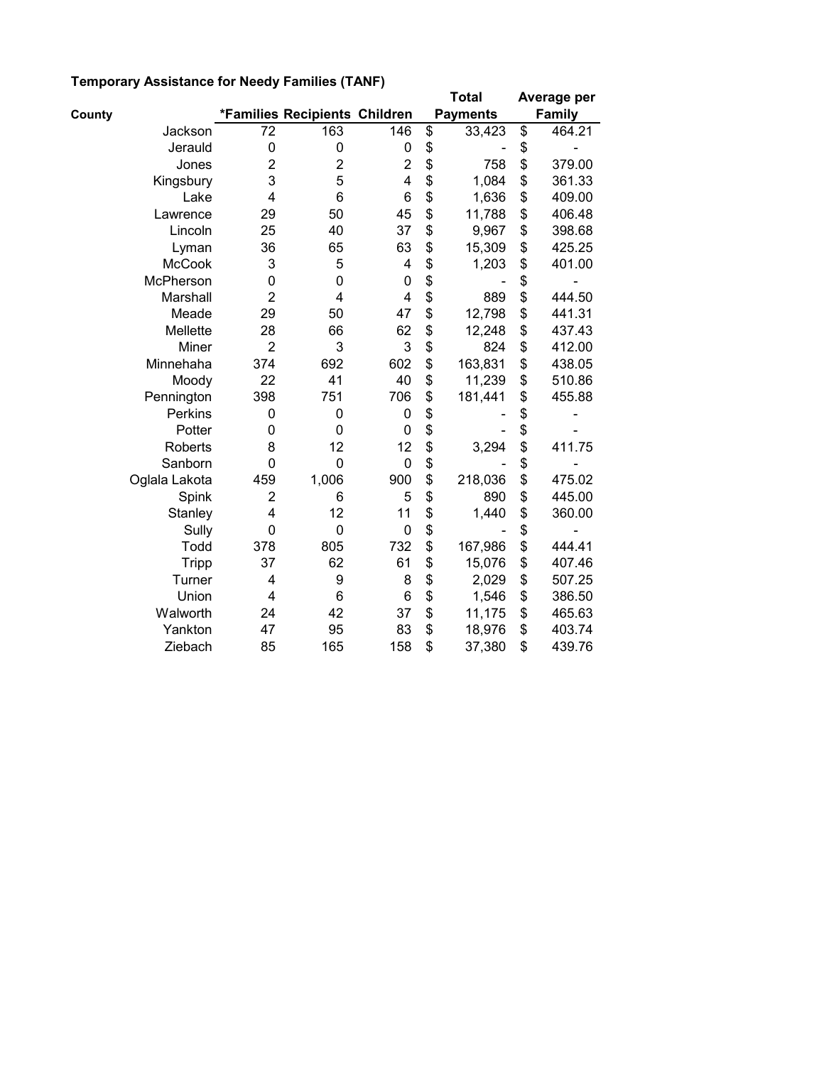**Temporary Assistance for Needy Families (TANF)**

| County | *Families | Recipients | Children | Total Payments | Average per Family |
|---|---|---|---|---|---|
| Jackson | 72 | 163 | 146 | $ 33,423 | $ 464.21 |
| Jerauld | 0 | 0 | 0 | $ - | $ - |
| Jones | 2 | 2 | 2 | $ 758 | $ 379.00 |
| Kingsbury | 3 | 5 | 4 | $ 1,084 | $ 361.33 |
| Lake | 4 | 6 | 6 | $ 1,636 | $ 409.00 |
| Lawrence | 29 | 50 | 45 | $ 11,788 | $ 406.48 |
| Lincoln | 25 | 40 | 37 | $ 9,967 | $ 398.68 |
| Lyman | 36 | 65 | 63 | $ 15,309 | $ 425.25 |
| McCook | 3 | 5 | 4 | $ 1,203 | $ 401.00 |
| McPherson | 0 | 0 | 0 | $ - | $ - |
| Marshall | 2 | 4 | 4 | $ 889 | $ 444.50 |
| Meade | 29 | 50 | 47 | $ 12,798 | $ 441.31 |
| Mellette | 28 | 66 | 62 | $ 12,248 | $ 437.43 |
| Miner | 2 | 3 | 3 | $ 824 | $ 412.00 |
| Minnehaha | 374 | 692 | 602 | $ 163,831 | $ 438.05 |
| Moody | 22 | 41 | 40 | $ 11,239 | $ 510.86 |
| Pennington | 398 | 751 | 706 | $ 181,441 | $ 455.88 |
| Perkins | 0 | 0 | 0 | $ - | $ - |
| Potter | 0 | 0 | 0 | $ - | $ - |
| Roberts | 8 | 12 | 12 | $ 3,294 | $ 411.75 |
| Sanborn | 0 | 0 | 0 | $ - | $ - |
| Oglala Lakota | 459 | 1,006 | 900 | $ 218,036 | $ 475.02 |
| Spink | 2 | 6 | 5 | $ 890 | $ 445.00 |
| Stanley | 4 | 12 | 11 | $ 1,440 | $ 360.00 |
| Sully | 0 | 0 | 0 | $ - | $ - |
| Todd | 378 | 805 | 732 | $ 167,986 | $ 444.41 |
| Tripp | 37 | 62 | 61 | $ 15,076 | $ 407.46 |
| Turner | 4 | 9 | 8 | $ 2,029 | $ 507.25 |
| Union | 4 | 6 | 6 | $ 1,546 | $ 386.50 |
| Walworth | 24 | 42 | 37 | $ 11,175 | $ 465.63 |
| Yankton | 47 | 95 | 83 | $ 18,976 | $ 403.74 |
| Ziebach | 85 | 165 | 158 | $ 37,380 | $ 439.76 |